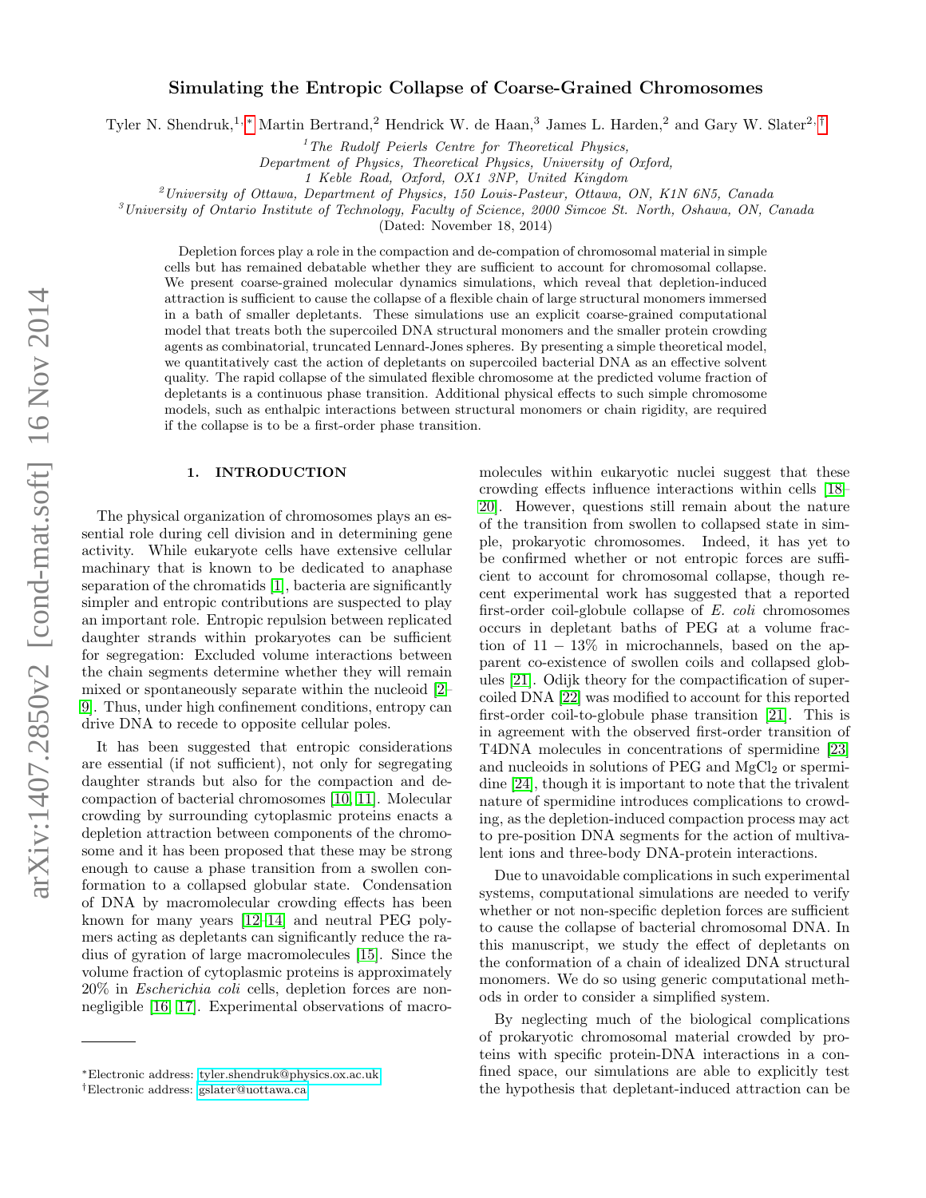# Simulating the Entropic Collapse of Coarse-Grained Chromosomes

Tyler N. Shendruk,[1,*] Martin Bertrand,[2] Hendrick W. de Haan,[3] James L. Harden,[2] and Gary W. Slater[2,†]

[1] *The Rudolf Peierls Centre for Theoretical Physics, Department of Physics, Theoretical Physics, University of Oxford, 1 Keble Road, Oxford, OX1 3NP, United Kingdom*

[2] *University of Ottawa, Department of Physics, 150 Louis-Pasteur, Ottawa, ON, K1N 6N5, Canada*

[3] *University of Ontario Institute of Technology, Faculty of Science, 2000 Simcoe St. North, Oshawa, ON, Canada*

(Dated: November 18, 2014)

Depletion forces play a role in the compaction and de-compation of chromosomal material in simple cells but has remained debatable whether they are sufficient to account for chromosomal collapse. We present coarse-grained molecular dynamics simulations, which reveal that depletion-induced attraction is sufficient to cause the collapse of a flexible chain of large structural monomers immersed in a bath of smaller depletants. These simulations use an explicit coarse-grained computational model that treats both the supercoiled DNA structural monomers and the smaller protein crowding agents as combinatorial, truncated Lennard-Jones spheres. By presenting a simple theoretical model, we quantitatively cast the action of depletants on supercoiled bacterial DNA as an effective solvent quality. The rapid collapse of the simulated flexible chromosome at the predicted volume fraction of depletants is a continuous phase transition. Additional physical effects to such simple chromosome models, such as enthalpic interactions between structural monomers or chain rigidity, are required if the collapse is to be a first-order phase transition.

## 1. INTRODUCTION

The physical organization of chromosomes plays an essential role during cell division and in determining gene activity. While eukaryote cells have extensive cellular machinary that is known to be dedicated to anaphase separation of the chromatids [1], bacteria are significantly simpler and entropic contributions are suspected to play an important role. Entropic repulsion between replicated daughter strands within prokaryotes can be sufficient for segregation: Excluded volume interactions between the chain segments determine whether they will remain mixed or spontaneously separate within the nucleoid [2–9]. Thus, under high confinement conditions, entropy can drive DNA to recede to opposite cellular poles.

It has been suggested that entropic considerations are essential (if not sufficient), not only for segregating daughter strands but also for the compaction and decompaction of bacterial chromosomes [10, 11]. Molecular crowding by surrounding cytoplasmic proteins enacts a depletion attraction between components of the chromosome and it has been proposed that these may be strong enough to cause a phase transition from a swollen conformation to a collapsed globular state. Condensation of DNA by macromolecular crowding effects has been known for many years [12–14] and neutral PEG polymers acting as depletants can significantly reduce the radius of gyration of large macromolecules [15]. Since the volume fraction of cytoplasmic proteins is approximately 20% in *Escherichia coli* cells, depletion forces are non-negligible [16, 17]. Experimental observations of macromolecules within eukaryotic nuclei suggest that these crowding effects influence interactions within cells [18–20]. However, questions still remain about the nature of the transition from swollen to collapsed state in simple, prokaryotic chromosomes. Indeed, it has yet to be confirmed whether or not entropic forces are sufficient to account for chromosomal collapse, though recent experimental work has suggested that a reported first-order coil-globule collapse of *E. coli* chromosomes occurs in depletant baths of PEG at a volume fraction of 11 − 13% in microchannels, based on the apparent co-existence of swollen coils and collapsed globules [21]. Odijk theory for the compactification of supercoiled DNA [22] was modified to account for this reported first-order coil-to-globule phase transition [21]. This is in agreement with the observed first-order transition of T4DNA molecules in concentrations of spermidine [23] and nucleoids in solutions of PEG and $MgCl_2$ or spermidine [24], though it is important to note that the trivalent nature of spermidine introduces complications to crowding, as the depletion-induced compaction process may act to pre-position DNA segments for the action of multivalent ions and three-body DNA-protein interactions.

Due to unavoidable complications in such experimental systems, computational simulations are needed to verify whether or not non-specific depletion forces are sufficient to cause the collapse of bacterial chromosomal DNA. In this manuscript, we study the effect of depletants on the conformation of a chain of idealized DNA structural monomers. We do so using generic computational methods in order to consider a simplified system.

By neglecting much of the biological complications of prokaryotic chromosomal material crowded by proteins with specific protein-DNA interactions in a confined space, our simulations are able to explicitly test the hypothesis that depletant-induced attraction can be

*Electronic address: tyler.shendruk@physics.ox.ac.uk
†Electronic address: gslater@uottawa.ca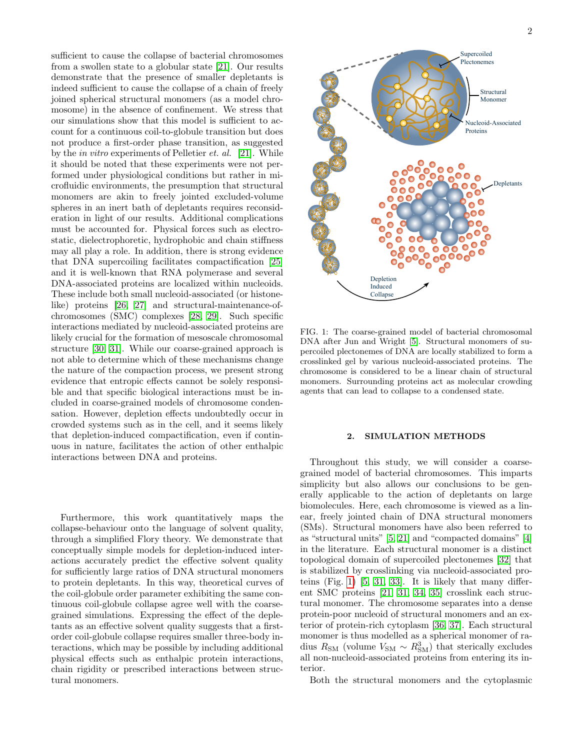sufficient to cause the collapse of bacterial chromosomes from a swollen state to a globular state [21]. Our results demonstrate that the presence of smaller depletants is indeed sufficient to cause the collapse of a chain of freely joined spherical structural monomers (as a model chromosome) in the absence of confinement. We stress that our simulations show that this model is sufficient to account for a continuous coil-to-globule transition but does not produce a first-order phase transition, as suggested by the *in vitro* experiments of Pelletier *et. al.* [21]. While it should be noted that these experiments were not performed under physiological conditions but rather in microfluidic environments, the presumption that structural monomers are akin to freely jointed excluded-volume spheres in an inert bath of depletants requires reconsideration in light of our results. Additional complications must be accounted for. Physical forces such as electrostatic, dielectrophoretic, hydrophobic and chain stiffness may all play a role. In addition, there is strong evidence that DNA supercoiling facilitates compactification [25] and it is well-known that RNA polymerase and several DNA-associated proteins are localized within nucleoids. These include both small nucleoid-associated (or histone-like) proteins [26, 27] and structural-maintenance-of-chromosomes (SMC) complexes [28, 29]. Such specific interactions mediated by nucleoid-associated proteins are likely crucial for the formation of mesoscale chromosomal structure [30, 31]. While our coarse-grained approach is not able to determine which of these mechanisms change the nature of the compaction process, we present strong evidence that entropic effects cannot be solely responsible and that specific biological interactions must be included in coarse-grained models of chromosome condensation. However, depletion effects undoubtedly occur in crowded systems such as in the cell, and it seems likely that depletion-induced compactification, even if continuous in nature, facilitates the action of other enthalpic interactions between DNA and proteins.

Furthermore, this work quantitatively maps the collapse-behaviour onto the language of solvent quality, through a simplified Flory theory. We demonstrate that conceptually simple models for depletion-induced interactions accurately predict the effective solvent quality for sufficiently large ratios of DNA structural monomers to protein depletants. In this way, theoretical curves of the coil-globule order parameter exhibiting the same continuous coil-globule collapse agree well with the coarse-grained simulations. Expressing the effect of the depletants as an effective solvent quality suggests that a first-order coil-globule collapse requires smaller three-body interactions, which may be possible by including additional physical effects such as enthalpic protein interactions, chain rigidity or prescribed interactions between structural monomers.

FIG. 1: The coarse-grained model of bacterial chromosomal DNA after Jun and Wright [5]. Structural monomers of supercoiled plectonemes of DNA are locally stabilized to form a crosslinked gel by various nucleoid-associated proteins. The chromosome is considered to be a linear chain of structural monomers. Surrounding proteins act as molecular crowding agents that can lead to collapse to a condensed state.

## 2. SIMULATION METHODS

Throughout this study, we will consider a coarse-grained model of bacterial chromosomes. This imparts simplicity but also allows our conclusions to be generally applicable to the action of depletants on large biomolecules. Here, each chromosome is viewed as a linear, freely jointed chain of DNA structural monomers (SMs). Structural monomers have also been referred to as "structural units" [5, 21] and "compacted domains" [4] in the literature. Each structural monomer is a distinct topological domain of supercoiled plectonemes [32] that is stabilized by crosslinking via nucleoid-associated proteins (Fig. 1) [5, 31, 33]. It is likely that many different SMC proteins [21, 31, 34, 35] crosslink each structural monomer. The chromosome separates into a dense protein-poor nucleoid of structural monomers and an exterior of protein-rich cytoplasm [36, 37]. Each structural monomer is thus modelled as a spherical monomer of radius $R_{\text{SM}}$ (volume $V_{\text{SM}} \sim R_{\text{SM}}^3$) that sterically excludes all non-nucleoid-associated proteins from entering its interior.

Both the structural monomers and the cytoplasmic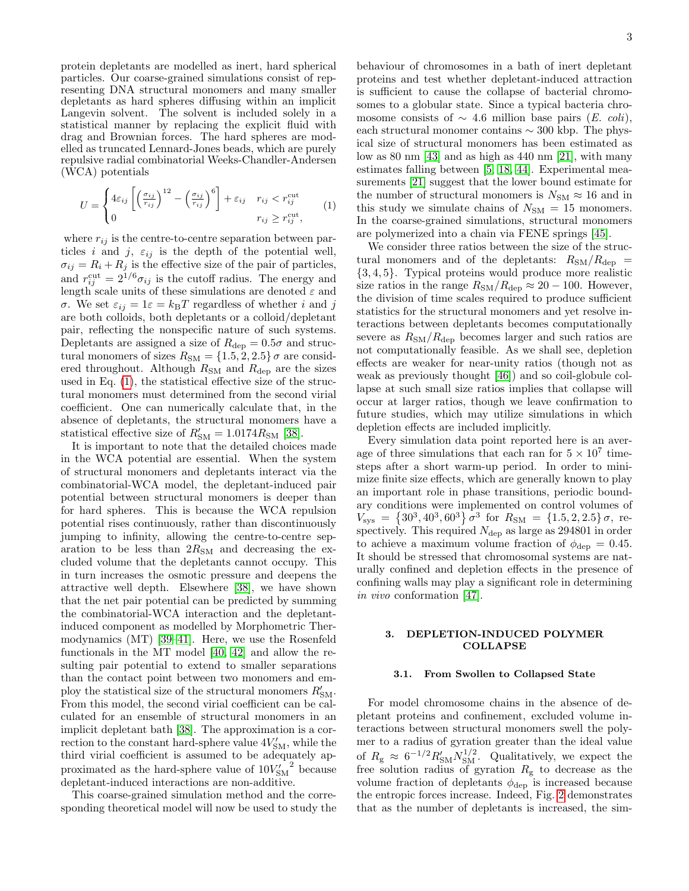protein depletants are modelled as inert, hard spherical particles. Our coarse-grained simulations consist of representing DNA structural monomers and many smaller depletants as hard spheres diffusing within an implicit Langevin solvent. The solvent is included solely in a statistical manner by replacing the explicit fluid with drag and Brownian forces. The hard spheres are modelled as truncated Lennard-Jones beads, which are purely repulsive radial combinatorial Weeks-Chandler-Andersen (WCA) potentials

$$U = \begin{cases} 4\varepsilon_{ij}\left[\left(\frac{\sigma_{ij}}{r_{ij}}\right)^{12} - \left(\frac{\sigma_{ij}}{r_{ij}}\right)^{6}\right] + \varepsilon_{ij} & r_{ij} < r_{ij}^{\rm cut} \\ 0 & r_{ij} \geq r_{ij}^{\rm cut}, \end{cases} \quad (1)$$

where $r_{ij}$ is the centre-to-centre separation between particles $i$ and $j$, $\varepsilon_{ij}$ is the depth of the potential well, $\sigma_{ij} = R_i + R_j$ is the effective size of the pair of particles, and $r_{ij}^{\rm cut} = 2^{1/6}\sigma_{ij}$ is the cutoff radius. The energy and length scale units of these simulations are denoted $\varepsilon$ and $\sigma$. We set $\varepsilon_{ij} = 1\varepsilon = k_{\rm B}T$ regardless of whether $i$ and $j$ are both colloids, both depletants or a colloid/depletant pair, reflecting the nonspecific nature of such systems. Depletants are assigned a size of $R_{\rm dep} = 0.5\sigma$ and structural monomers of sizes $R_{\rm SM} = \{1.5, 2, 2.5\}\,\sigma$ are considered throughout. Although $R_{\rm SM}$ and $R_{\rm dep}$ are the sizes used in Eq. (1), the statistical effective size of the structural monomers must determined from the second virial coefficient. One can numerically calculate that, in the absence of depletants, the structural monomers have a statistical effective size of $R'_{\rm SM} = 1.0174R_{\rm SM}$ [38].

It is important to note that the detailed choices made in the WCA potential are essential. When the system of structural monomers and depletants interact via the combinatorial-WCA model, the depletant-induced pair potential between structural monomers is deeper than for hard spheres. This is because the WCA repulsion potential rises continuously, rather than discontinuously jumping to infinity, allowing the centre-to-centre separation to be less than $2R_{\rm SM}$ and decreasing the excluded volume that the depletants cannot occupy. This in turn increases the osmotic pressure and deepens the attractive well depth. Elsewhere [38], we have shown that the net pair potential can be predicted by summing the combinatorial-WCA interaction and the depletant-induced component as modelled by Morphometric Thermodynamics (MT) [39–41]. Here, we use the Rosenfeld functionals in the MT model [40, 42] and allow the resulting pair potential to extend to smaller separations than the contact point between two monomers and employ the statistical size of the structural monomers $R'_{\rm SM}$. From this model, the second virial coefficient can be calculated for an ensemble of structural monomers in an implicit depletant bath [38]. The approximation is a correction to the constant hard-sphere value $4V'_{\rm SM}$, while the third virial coefficient is assumed to be adequately approximated as the hard-sphere value of $10{V'_{\rm SM}}^2$ because depletant-induced interactions are non-additive.

This coarse-grained simulation method and the corresponding theoretical model will now be used to study the behaviour of chromosomes in a bath of inert depletant proteins and test whether depletant-induced attraction is sufficient to cause the collapse of bacterial chromosomes to a globular state. Since a typical bacteria chromosome consists of $\sim$ 4.6 million base pairs (*E. coli*), each structural monomer contains $\sim$ 300 kbp. The physical size of structural monomers has been estimated as low as 80 nm [43] and as high as 440 nm [21], with many estimates falling between [5, 18, 44]. Experimental measurements [21] suggest that the lower bound estimate for the number of structural monomers is $N_{\rm SM} \approx 16$ and in this study we simulate chains of $N_{\rm SM} = 15$ monomers. In the coarse-grained simulations, structural monomers are polymerized into a chain via FENE springs [45].

We consider three ratios between the size of the structural monomers and of the depletants: $R_{\rm SM}/R_{\rm dep} = \{3, 4, 5\}$. Typical proteins would produce more realistic size ratios in the range $R_{\rm SM}/R_{\rm dep} \approx 20 - 100$. However, the division of time scales required to produce sufficient statistics for the structural monomers and yet resolve interactions between depletants becomes computationally severe as $R_{\rm SM}/R_{\rm dep}$ becomes larger and such ratios are not computationally feasible. As we shall see, depletion effects are weaker for near-unity ratios (though not as weak as previously thought [46]) and so coil-globule collapse at such small size ratios implies that collapse will occur at larger ratios, though we leave confirmation to future studies, which may utilize simulations in which depletion effects are included implicitly.

Every simulation data point reported here is an average of three simulations that each ran for $5 \times 10^7$ timesteps after a short warm-up period. In order to minimize finite size effects, which are generally known to play an important role in phase transitions, periodic boundary conditions were implemented on control volumes of $V_{\rm sys} = \left\{30^3, 40^3, 60^3\right\}\sigma^3$ for $R_{\rm SM} = \{1.5, 2, 2.5\}\,\sigma$, respectively. This required $N_{\rm dep}$ as large as 294801 in order to achieve a maximum volume fraction of $\phi_{\rm dep} = 0.45$. It should be stressed that chromosomal systems are naturally confined and depletion effects in the presence of confining walls may play a significant role in determining *in vivo* conformation [47].

## 3. DEPLETION-INDUCED POLYMER COLLAPSE

### 3.1. From Swollen to Collapsed State

For model chromosome chains in the absence of depletant proteins and confinement, excluded volume interactions between structural monomers swell the polymer to a radius of gyration greater than the ideal value of $R_{\rm g} \approx 6^{-1/2}R'_{\rm SM}N_{\rm SM}^{1/2}$. Qualitatively, we expect the free solution radius of gyration $R_{\rm g}$ to decrease as the volume fraction of depletants $\phi_{\rm dep}$ is increased because the entropic forces increase. Indeed, Fig. 2 demonstrates that as the number of depletants is increased, the sim-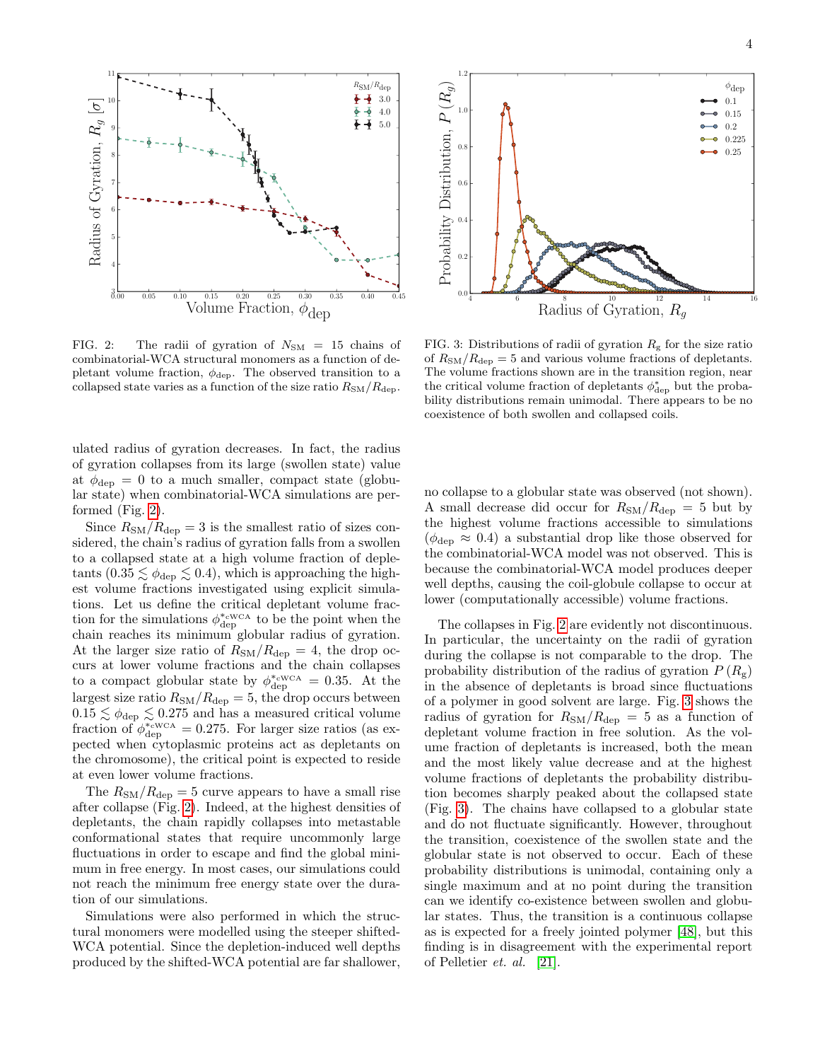FIG. 2: The radii of gyration of $N_{\rm SM} = 15$ chains of combinatorial-WCA structural monomers as a function of depletant volume fraction, $\phi_{\rm dep}$. The observed transition to a collapsed state varies as a function of the size ratio $R_{\rm SM}/R_{\rm dep}$.

FIG. 3: Distributions of radii of gyration $R_{\rm g}$ for the size ratio of $R_{\rm SM}/R_{\rm dep} = 5$ and various volume fractions of depletants. The volume fractions shown are in the transition region, near the critical volume fraction of depletants $\phi^{*}_{\rm dep}$ but the probability distributions remain unimodal. There appears to be no coexistence of both swollen and collapsed coils.

ulated radius of gyration decreases. In fact, the radius of gyration collapses from its large (swollen state) value at $\phi_{\rm dep} = 0$ to a much smaller, compact state (globular state) when combinatorial-WCA simulations are performed (Fig. 2).

Since $R_{\rm SM}/R_{\rm dep} = 3$ is the smallest ratio of sizes considered, the chain's radius of gyration falls from a swollen to a collapsed state at a high volume fraction of depletants ($0.35 \lesssim \phi_{\rm dep} \lesssim 0.4$), which is approaching the highest volume fractions investigated using explicit simulations. Let us define the critical depletant volume fraction for the simulations $\phi^{*{\rm cWCA}}_{\rm dep}$ to be the point when the chain reaches its minimum globular radius of gyration. At the larger size ratio of $R_{\rm SM}/R_{\rm dep} = 4$, the drop occurs at lower volume fractions and the chain collapses to a compact globular state by $\phi^{*{\rm cWCA}}_{\rm dep} = 0.35$. At the largest size ratio $R_{\rm SM}/R_{\rm dep} = 5$, the drop occurs between $0.15 \lesssim \phi_{\rm dep} \lesssim 0.275$ and has a measured critical volume fraction of $\phi^{*{\rm cWCA}}_{\rm dep} = 0.275$. For larger size ratios (as expected when cytoplasmic proteins act as depletants on the chromosome), the critical point is expected to reside at even lower volume fractions.

The $R_{\rm SM}/R_{\rm dep} = 5$ curve appears to have a small rise after collapse (Fig. 2). Indeed, at the highest densities of depletants, the chain rapidly collapses into metastable conformational states that require uncommonly large fluctuations in order to escape and find the global minimum in free energy. In most cases, our simulations could not reach the minimum free energy state over the duration of our simulations.

Simulations were also performed in which the structural monomers were modelled using the steeper shifted-WCA potential. Since the depletion-induced well depths produced by the shifted-WCA potential are far shallower, no collapse to a globular state was observed (not shown). A small decrease did occur for $R_{\rm SM}/R_{\rm dep} = 5$ but by the highest volume fractions accessible to simulations ($\phi_{\rm dep} \approx 0.4$) a substantial drop like those observed for the combinatorial-WCA model was not observed. This is because the combinatorial-WCA model produces deeper well depths, causing the coil-globule collapse to occur at lower (computationally accessible) volume fractions.

The collapses in Fig. 2 are evidently not discontinuous. In particular, the uncertainty on the radii of gyration during the collapse is not comparable to the drop. The probability distribution of the radius of gyration $P(R_{\rm g})$ in the absence of depletants is broad since fluctuations of a polymer in good solvent are large. Fig. 3 shows the radius of gyration for $R_{\rm SM}/R_{\rm dep} = 5$ as a function of depletant volume fraction in free solution. As the volume fraction of depletants is increased, both the mean and the most likely value decrease and at the highest volume fractions of depletants the probability distribution becomes sharply peaked about the collapsed state (Fig. 3). The chains have collapsed to a globular state and do not fluctuate significantly. However, throughout the transition, coexistence of the swollen state and the globular state is not observed to occur. Each of these probability distributions is unimodal, containing only a single maximum and at no point during the transition can we identify co-existence between swollen and globular states. Thus, the transition is a continuous collapse as is expected for a freely jointed polymer [48], but this finding is in disagreement with the experimental report of Pelletier *et. al.* [21].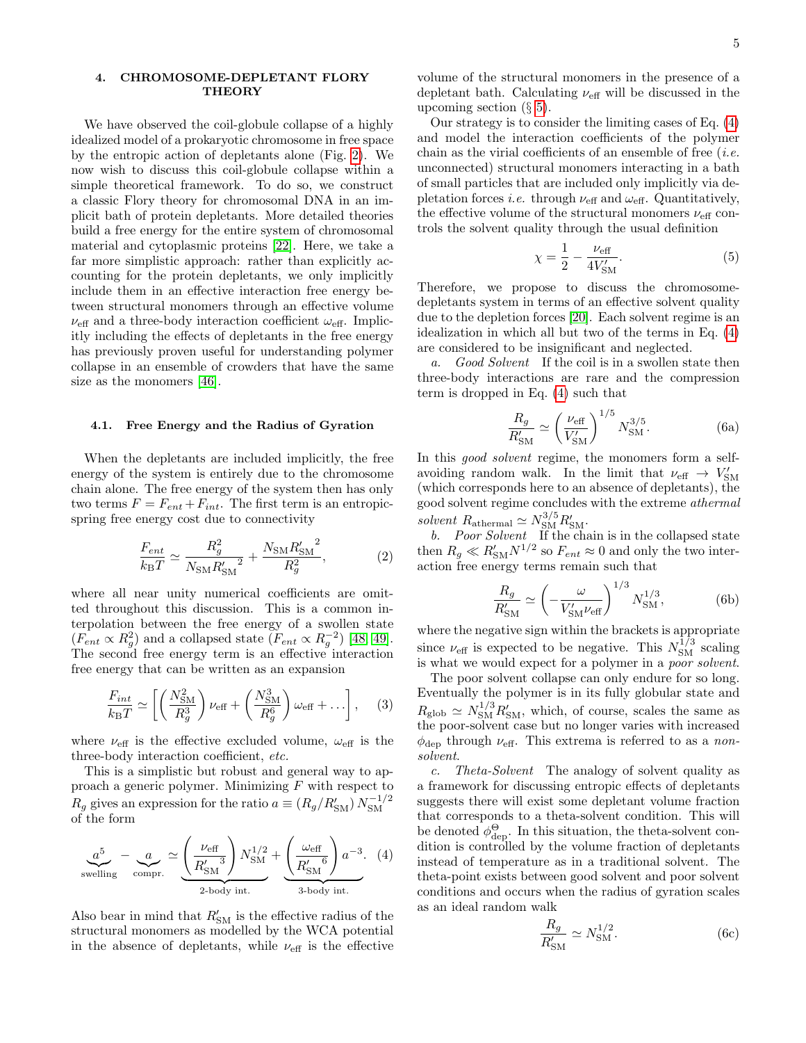## 4. CHROMOSOME-DEPLETANT FLORY THEORY

We have observed the coil-globule collapse of a highly idealized model of a prokaryotic chromosome in free space by the entropic action of depletants alone (Fig. 2). We now wish to discuss this coil-globule collapse within a simple theoretical framework. To do so, we construct a classic Flory theory for chromosomal DNA in an implicit bath of protein depletants. More detailed theories build a free energy for the entire system of chromosomal material and cytoplasmic proteins [22]. Here, we take a far more simplistic approach: rather than explicitly accounting for the protein depletants, we only implicitly include them in an effective interaction free energy between structural monomers through an effective volume $\nu_{\text{eff}}$ and a three-body interaction coefficient $\omega_{\text{eff}}$. Implicitly including the effects of depletants in the free energy has previously proven useful for understanding polymer collapse in an ensemble of crowders that have the same size as the monomers [46].

### 4.1. Free Energy and the Radius of Gyration

When the depletants are included implicitly, the free energy of the system is entirely due to the chromosome chain alone. The free energy of the system then has only two terms $F = F_{ent} + F_{int}$. The first term is an entropic-spring free energy cost due to connectivity

$$\frac{F_{ent}}{k_{\text{B}}T} \simeq \frac{R_g^2}{N_{\text{SM}}{R'_{\text{SM}}}^2} + \frac{N_{\text{SM}}{R'_{\text{SM}}}^2}{R_g^2}, \tag{2}$$

where all near unity numerical coefficients are omitted throughout this discussion. This is a common interpolation between the free energy of a swollen state ($F_{ent} \propto R_g^2$) and a collapsed state ($F_{ent} \propto R_g^{-2}$) [48, 49]. The second free energy term is an effective interaction free energy that can be written as an expansion

$$\frac{F_{int}}{k_{\text{B}}T} \simeq \left[ \left( \frac{N_{\text{SM}}^2}{R_g^3} \right) \nu_{\text{eff}} + \left( \frac{N_{\text{SM}}^3}{R_g^6} \right) \omega_{\text{eff}} + \dots \right], \tag{3}$$

where $\nu_{\text{eff}}$ is the effective excluded volume, $\omega_{\text{eff}}$ is the three-body interaction coefficient, *etc.*

This is a simplistic but robust and general way to approach a generic polymer. Minimizing $F$ with respect to $R_g$ gives an expression for the ratio $a \equiv (R_g/R'_{\text{SM}})\, N_{\text{SM}}^{-1/2}$ of the form

$$\underbrace{a^5}_{\text{swelling}} - \underbrace{a}_{\text{compr.}} \simeq \underbrace{\left( \frac{\nu_{\text{eff}}}{{R'_{\text{SM}}}^3} \right) N_{\text{SM}}^{1/2}}_{\text{2-body int.}} + \underbrace{\left( \frac{\omega_{\text{eff}}}{{R'_{\text{SM}}}^6} \right) a^{-3}}_{\text{3-body int.}}. \tag{4}$$

Also bear in mind that $R'_{\text{SM}}$ is the effective radius of the structural monomers as modelled by the WCA potential in the absence of depletants, while $\nu_{\text{eff}}$ is the effective volume of the structural monomers in the presence of a depletant bath. Calculating $\nu_{\text{eff}}$ will be discussed in the upcoming section (§ 5).

Our strategy is to consider the limiting cases of Eq. (4) and model the interaction coefficients of the polymer chain as the virial coefficients of an ensemble of free (*i.e.* unconnected) structural monomers interacting in a bath of small particles that are included only implicitly via depletion forces *i.e.* through $\nu_{\text{eff}}$ and $\omega_{\text{eff}}$. Quantitatively, the effective volume of the structural monomers $\nu_{\text{eff}}$ controls the solvent quality through the usual definition

$$\chi = \frac{1}{2} - \frac{\nu_{\text{eff}}}{4V'_{\text{SM}}}. \tag{5}$$

Therefore, we propose to discuss the chromosome-depletants system in terms of an effective solvent quality due to the depletion forces [20]. Each solvent regime is an idealization in which all but two of the terms in Eq. (4) are considered to be insignificant and neglected.

*a. Good Solvent* If the coil is in a swollen state then three-body interactions are rare and the compression term is dropped in Eq. (4) such that

$$\frac{R_g}{R'_{\text{SM}}} \simeq \left( \frac{\nu_{\text{eff}}}{V'_{\text{SM}}} \right)^{1/5} N_{\text{SM}}^{3/5}. \tag{6a}$$

In this *good solvent* regime, the monomers form a self-avoiding random walk. In the limit that $\nu_{\text{eff}} \to V'_{\text{SM}}$ (which corresponds here to an absence of depletants), the good solvent regime concludes with the extreme *athermal solvent* $R_{\text{athermal}} \simeq N_{\text{SM}}^{3/5} R'_{\text{SM}}$.

*b. Poor Solvent* If the chain is in the collapsed state then $R_g \ll R'_{\text{SM}} N^{1/2}$ so $F_{ent} \approx 0$ and only the two interaction free energy terms remain such that

$$\frac{R_g}{R'_{\text{SM}}} \simeq \left( -\frac{\omega}{V'_{\text{SM}} \nu_{\text{eff}}} \right)^{1/3} N_{\text{SM}}^{1/3}, \tag{6b}$$

where the negative sign within the brackets is appropriate since $\nu_{\text{eff}}$ is expected to be negative. This $N_{\text{SM}}^{1/3}$ scaling is what we would expect for a polymer in a *poor solvent*.

The poor solvent collapse can only endure for so long. Eventually the polymer is in its fully globular state and $R_{\text{glob}} \simeq N_{\text{SM}}^{1/3} R'_{\text{SM}}$, which, of course, scales the same as the poor-solvent case but no longer varies with increased $\phi_{\text{dep}}$ through $\nu_{\text{eff}}$. This extrema is referred to as a *non-solvent*.

*c. Theta-Solvent* The analogy of solvent quality as a framework for discussing entropic effects of depletants suggests there will exist some depletant volume fraction that corresponds to a theta-solvent condition. This will be denoted $\phi_{\text{dep}}^{\Theta}$. In this situation, the theta-solvent condition is controlled by the volume fraction of depletants instead of temperature as in a traditional solvent. The theta-point exists between good solvent and poor solvent conditions and occurs when the radius of gyration scales as an ideal random walk

$$\frac{R_g}{R'_{\text{SM}}} \simeq N_{\text{SM}}^{1/2}. \tag{6c}$$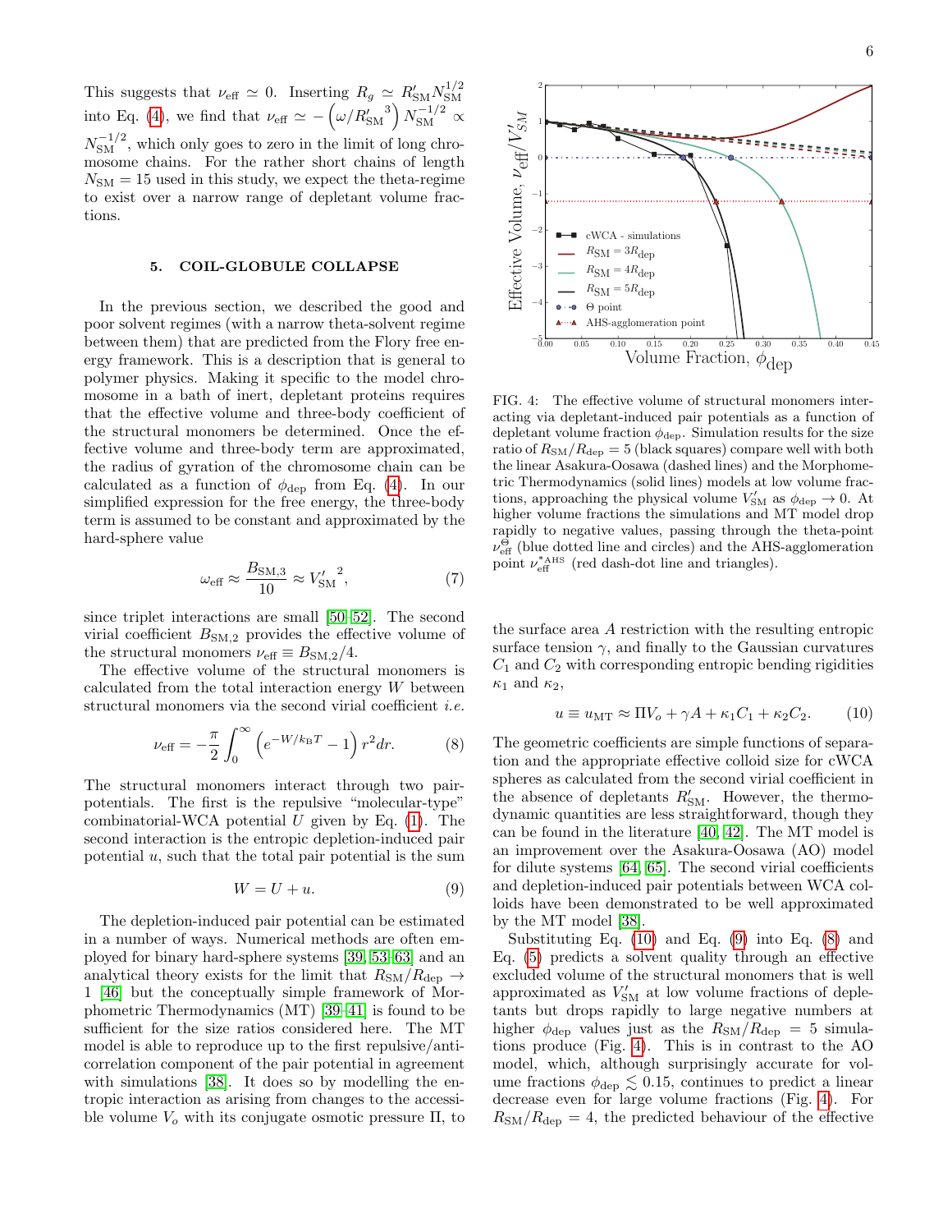This suggests that $\nu_{\text{eff}} \simeq 0$. Inserting $R_g \simeq R'_{\text{SM}} N_{\text{SM}}^{1/2}$ into Eq. (4), we find that $\nu_{\text{eff}} \simeq -\left(\omega/{R'_{\text{SM}}}^3\right) N_{\text{SM}}^{-1/2} \propto N_{\text{SM}}^{-1/2}$, which only goes to zero in the limit of long chromosome chains. For the rather short chains of length $N_{\text{SM}} = 15$ used in this study, we expect the theta-regime to exist over a narrow range of depletant volume fractions.

## 5. COIL-GLOBULE COLLAPSE

In the previous section, we described the good and poor solvent regimes (with a narrow theta-solvent regime between them) that are predicted from the Flory free energy framework. This is a description that is general to polymer physics. Making it specific to the model chromosome in a bath of inert, depletant proteins requires that the effective volume and three-body coefficient of the structural monomers be determined. Once the effective volume and three-body term are approximated, the radius of gyration of the chromosome chain can be calculated as a function of $\phi_{\text{dep}}$ from Eq. (4). In our simplified expression for the free energy, the three-body term is assumed to be constant and approximated by the hard-sphere value

$$\omega_{\text{eff}} \approx \frac{B_{\text{SM},3}}{10} \approx {V'_{\text{SM}}}^2, \tag{7}$$

since triplet interactions are small [50–52]. The second virial coefficient $B_{\text{SM},2}$ provides the effective volume of the structural monomers $\nu_{\text{eff}} \equiv B_{\text{SM},2}/4$.

The effective volume of the structural monomers is calculated from the total interaction energy $W$ between structural monomers via the second virial coefficient *i.e.*

$$\nu_{\text{eff}} = -\frac{\pi}{2}\int_0^\infty \left(e^{-W/k_{\text{B}}T} - 1\right) r^2 dr. \tag{8}$$

The structural monomers interact through two pair-potentials. The first is the repulsive "molecular-type" combinatorial-WCA potential $U$ given by Eq. (1). The second interaction is the entropic depletion-induced pair potential $u$, such that the total pair potential is the sum

$$W = U + u. \tag{9}$$

The depletion-induced pair potential can be estimated in a number of ways. Numerical methods are often employed for binary hard-sphere systems [39, 53–63] and an analytical theory exists for the limit that $R_{\text{SM}}/R_{\text{dep}} \to 1$ [46] but the conceptually simple framework of Morphometric Thermodynamics (MT) [39–41] is found to be sufficient for the size ratios considered here. The MT model is able to reproduce up to the first repulsive/anti-correlation component of the pair potential in agreement with simulations [38]. It does so by modelling the entropic interaction as arising from changes to the accessible volume $V_o$ with its conjugate osmotic pressure $\Pi$, to the surface area $A$ restriction with the resulting entropic surface tension $\gamma$, and finally to the Gaussian curvatures $C_1$ and $C_2$ with corresponding entropic bending rigidities $\kappa_1$ and $\kappa_2$,

$$u \equiv u_{\text{MT}} \approx \Pi V_o + \gamma A + \kappa_1 C_1 + \kappa_2 C_2. \tag{10}$$

The geometric coefficients are simple functions of separation and the appropriate effective colloid size for cWCA spheres as calculated from the second virial coefficient in the absence of depletants $R'_{\text{SM}}$. However, the thermodynamic quantities are less straightforward, though they can be found in the literature [40, 42]. The MT model is an improvement over the Asakura-Oosawa (AO) model for dilute systems [64, 65]. The second virial coefficients and depletion-induced pair potentials between WCA colloids have been demonstrated to be well approximated by the MT model [38].

Substituting Eq. (10) and Eq. (9) into Eq. (8) and Eq. (5) predicts a solvent quality through an effective excluded volume of the structural monomers that is well approximated as $V'_{\text{SM}}$ at low volume fractions of depletants but drops rapidly to large negative numbers at higher $\phi_{\text{dep}}$ values just as the $R_{\text{SM}}/R_{\text{dep}} = 5$ simulations produce (Fig. 4). This is in contrast to the AO model, which, although surprisingly accurate for volume fractions $\phi_{\text{dep}} \lesssim 0.15$, continues to predict a linear decrease even for large volume fractions (Fig. 4). For $R_{\text{SM}}/R_{\text{dep}} = 4$, the predicted behaviour of the effective

FIG. 4: The effective volume of structural monomers interacting via depletant-induced pair potentials as a function of depletant volume fraction $\phi_{\text{dep}}$. Simulation results for the size ratio of $R_{\text{SM}}/R_{\text{dep}} = 5$ (black squares) compare well with both the linear Asakura-Oosawa (dashed lines) and the Morphometric Thermodynamics (solid lines) models at low volume fractions, approaching the physical volume $V'_{\text{SM}}$ as $\phi_{\text{dep}} \to 0$. At higher volume fractions the simulations and MT model drop rapidly to negative values, passing through the theta-point $\nu_{\text{eff}}^{\Theta}$ (blue dotted line and circles) and the AHS-agglomeration point $\nu_{\text{eff}}^{*\text{AHS}}$ (red dash-dot line and triangles).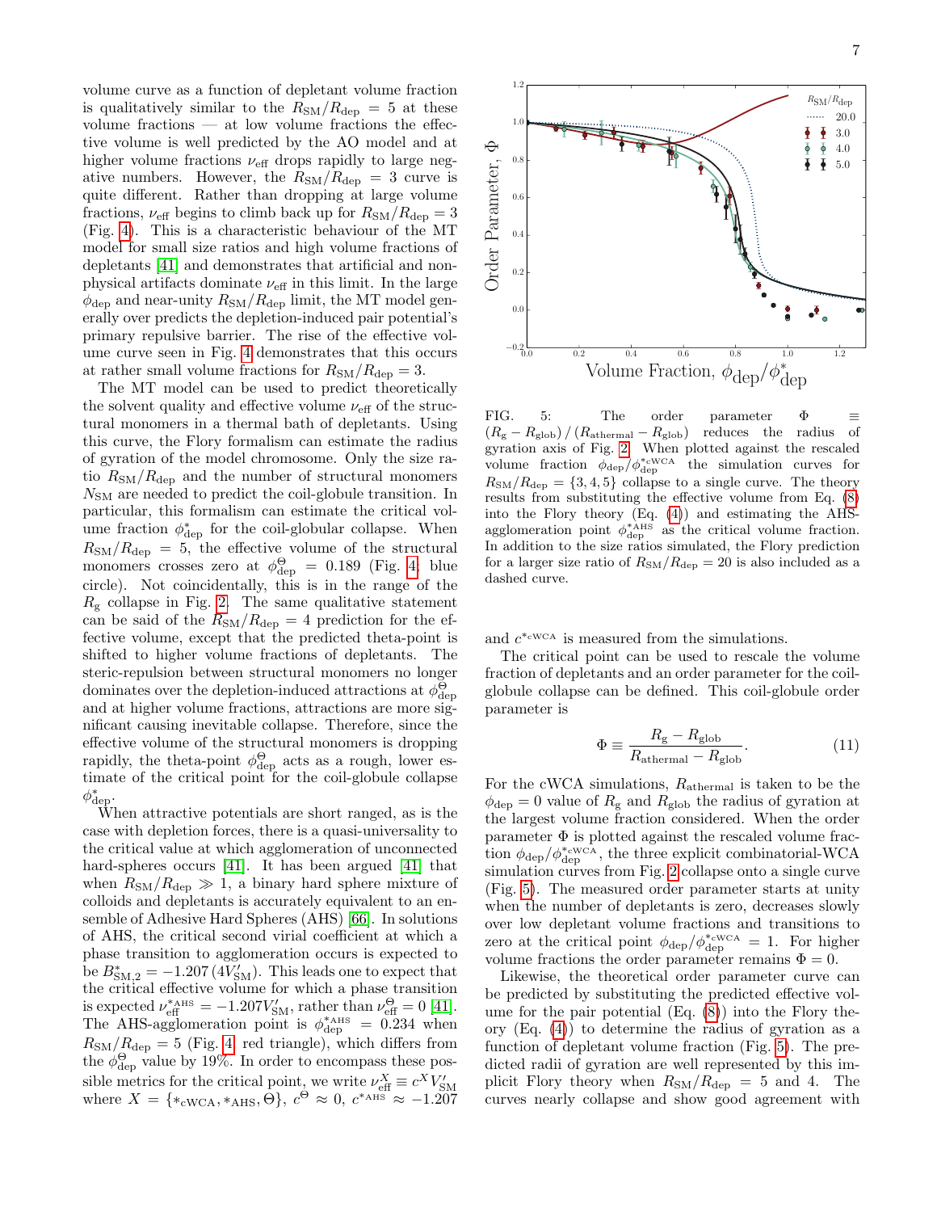volume curve as a function of depletant volume fraction is qualitatively similar to the $R_{\mathrm{SM}}/R_{\mathrm{dep}} = 5$ at these volume fractions — at low volume fractions the effective volume is well predicted by the AO model and at higher volume fractions $\nu_{\mathrm{eff}}$ drops rapidly to large negative numbers. However, the $R_{\mathrm{SM}}/R_{\mathrm{dep}} = 3$ curve is quite different. Rather than dropping at large volume fractions, $\nu_{\mathrm{eff}}$ begins to climb back up for $R_{\mathrm{SM}}/R_{\mathrm{dep}} = 3$ (Fig. 4). This is a characteristic behaviour of the MT model for small size ratios and high volume fractions of depletants [41] and demonstrates that artificial and non-physical artifacts dominate $\nu_{\mathrm{eff}}$ in this limit. In the large $\phi_{\mathrm{dep}}$ and near-unity $R_{\mathrm{SM}}/R_{\mathrm{dep}}$ limit, the MT model generally over predicts the depletion-induced pair potential's primary repulsive barrier. The rise of the effective volume curve seen in Fig. 4 demonstrates that this occurs at rather small volume fractions for $R_{\mathrm{SM}}/R_{\mathrm{dep}} = 3$.

The MT model can be used to predict theoretically the solvent quality and effective volume $\nu_{\mathrm{eff}}$ of the structural monomers in a thermal bath of depletants. Using this curve, the Flory formalism can estimate the radius of gyration of the model chromosome. Only the size ratio $R_{\mathrm{SM}}/R_{\mathrm{dep}}$ and the number of structural monomers $N_{\mathrm{SM}}$ are needed to predict the coil-globule transition. In particular, this formalism can estimate the critical volume fraction $\phi^*_{\mathrm{dep}}$ for the coil-globular collapse. When $R_{\mathrm{SM}}/R_{\mathrm{dep}} = 5$, the effective volume of the structural monomers crosses zero at $\phi^{\Theta}_{\mathrm{dep}} = 0.189$ (Fig. 4; blue circle). Not coincidentally, this is in the range of the $R_{\mathrm{g}}$ collapse in Fig. 2. The same qualitative statement can be said of the $R_{\mathrm{SM}}/R_{\mathrm{dep}} = 4$ prediction for the effective volume, except that the predicted theta-point is shifted to higher volume fractions of depletants. The steric-repulsion between structural monomers no longer dominates over the depletion-induced attractions at $\phi^{\Theta}_{\mathrm{dep}}$ and at higher volume fractions, attractions are more significant causing inevitable collapse. Therefore, since the effective volume of the structural monomers is dropping rapidly, the theta-point $\phi^{\Theta}_{\mathrm{dep}}$ acts as a rough, lower estimate of the critical point for the coil-globule collapse $\phi^*_{\mathrm{dep}}$.

When attractive potentials are short ranged, as is the case with depletion forces, there is a quasi-universality to the critical value at which agglomeration of unconnected hard-spheres occurs [41]. It has been argued [41] that when $R_{\mathrm{SM}}/R_{\mathrm{dep}} \gg 1$, a binary hard sphere mixture of colloids and depletants is accurately equivalent to an ensemble of Adhesive Hard Spheres (AHS) [66]. In solutions of AHS, the critical second virial coefficient at which a phase transition to agglomeration occurs is expected to be $B^*_{\mathrm{SM},2} = -1.207\,(4V'_{\mathrm{SM}})$. This leads one to expect that the critical effective volume for which a phase transition is expected $\nu^{*_{\mathrm{AHS}}}_{\mathrm{eff}} = -1.207V'_{\mathrm{SM}}$, rather than $\nu^{\Theta}_{\mathrm{eff}} = 0$ [41]. The AHS-agglomeration point is $\phi^{*_{\mathrm{AHS}}}_{\mathrm{dep}} = 0.234$ when $R_{\mathrm{SM}}/R_{\mathrm{dep}} = 5$ (Fig. 4, red triangle), which differs from the $\phi^{\Theta}_{\mathrm{dep}}$ value by 19%. In order to encompass these possible metrics for the critical point, we write $\nu^{X}_{\mathrm{eff}} \equiv c^X V'_{\mathrm{SM}}$ where $X = \{*_{\mathrm{cWCA}}, *_{\mathrm{AHS}}, \Theta\}$, $c^{\Theta} \approx 0$, $c^{*_{\mathrm{AHS}}} \approx -1.207$ and $c^{*_{\mathrm{cWCA}}}$ is measured from the simulations.

FIG. 5: The order parameter $\Phi \equiv (R_{\mathrm{g}} - R_{\mathrm{glob}})\,/\,(R_{\mathrm{athermal}} - R_{\mathrm{glob}})$ reduces the radius of gyration axis of Fig. 2. When plotted against the rescaled volume fraction $\phi_{\mathrm{dep}}/\phi^{*_{\mathrm{cWCA}}}_{\mathrm{dep}}$ the simulation curves for $R_{\mathrm{SM}}/R_{\mathrm{dep}} = \{3, 4, 5\}$ collapse to a single curve. The theory results from substituting the effective volume from Eq. (8) into the Flory theory (Eq. (4)) and estimating the AHS-agglomeration point $\phi^{*_{\mathrm{AHS}}}_{\mathrm{dep}}$ as the critical volume fraction. In addition to the size ratios simulated, the Flory prediction for a larger size ratio of $R_{\mathrm{SM}}/R_{\mathrm{dep}} = 20$ is also included as a dashed curve.

The critical point can be used to rescale the volume fraction of depletants and an order parameter for the coil-globule collapse can be defined. This coil-globule order parameter is

$$\Phi \equiv \frac{R_{\mathrm{g}} - R_{\mathrm{glob}}}{R_{\mathrm{athermal}} - R_{\mathrm{glob}}}. \tag{11}$$

For the cWCA simulations, $R_{\mathrm{athermal}}$ is taken to be the $\phi_{\mathrm{dep}} = 0$ value of $R_{\mathrm{g}}$ and $R_{\mathrm{glob}}$ the radius of gyration at the largest volume fraction considered. When the order parameter $\Phi$ is plotted against the rescaled volume fraction $\phi_{\mathrm{dep}}/\phi^{*_{\mathrm{cWCA}}}_{\mathrm{dep}}$, the three explicit combinatorial-WCA simulation curves from Fig. 2 collapse onto a single curve (Fig. 5). The measured order parameter starts at unity when the number of depletants is zero, decreases slowly over low depletant volume fractions and transitions to zero at the critical point $\phi_{\mathrm{dep}}/\phi^{*_{\mathrm{cWCA}}}_{\mathrm{dep}} = 1$. For higher volume fractions the order parameter remains $\Phi = 0$.

Likewise, the theoretical order parameter curve can be predicted by substituting the predicted effective volume for the pair potential (Eq. (8)) into the Flory theory (Eq. (4)) to determine the radius of gyration as a function of depletant volume fraction (Fig. 5). The predicted radii of gyration are well represented by this implicit Flory theory when $R_{\mathrm{SM}}/R_{\mathrm{dep}} = 5$ and 4. The curves nearly collapse and show good agreement with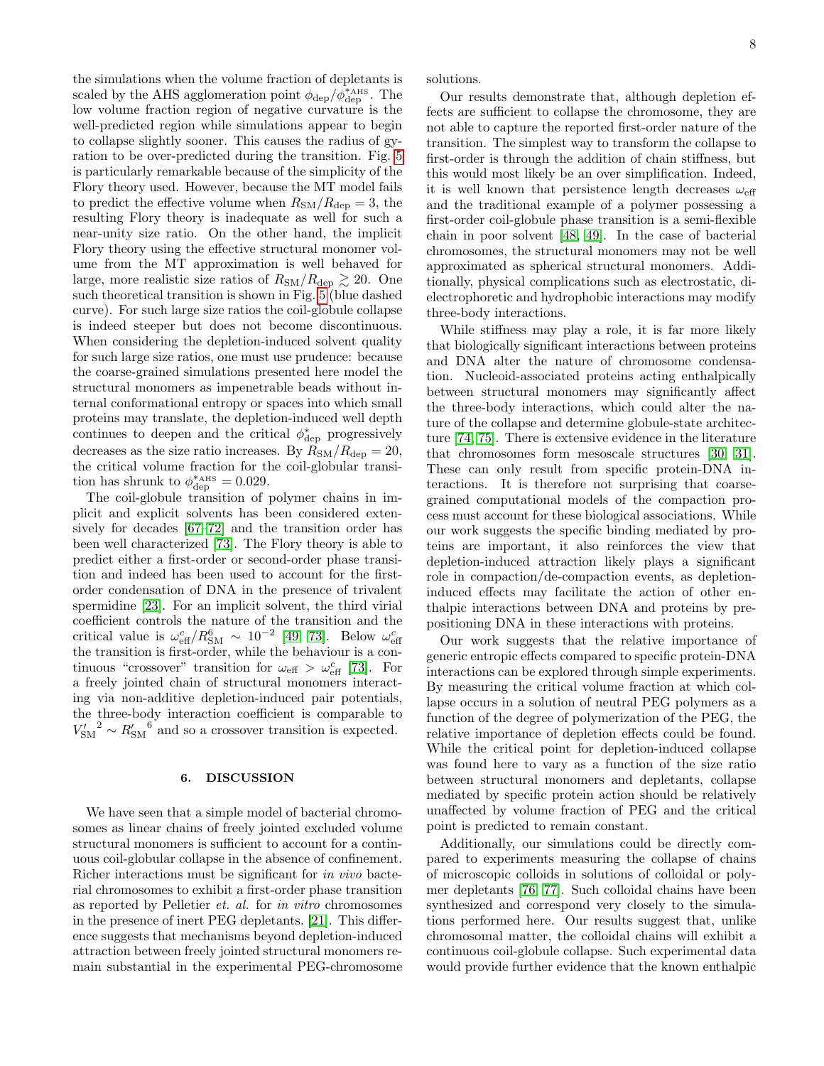the simulations when the volume fraction of depletants is scaled by the AHS agglomeration point $\phi_{\text{dep}}/\phi^{*\text{AHS}}_{\text{dep}}$. The low volume fraction region of negative curvature is the well-predicted region while simulations appear to begin to collapse slightly sooner. This causes the radius of gyration to be over-predicted during the transition. Fig. 5 is particularly remarkable because of the simplicity of the Flory theory used. However, because the MT model fails to predict the effective volume when $R_{\text{SM}}/R_{\text{dep}} = 3$, the resulting Flory theory is inadequate as well for such a near-unity size ratio. On the other hand, the implicit Flory theory using the effective structural monomer volume from the MT approximation is well behaved for large, more realistic size ratios of $R_{\text{SM}}/R_{\text{dep}} \gtrsim 20$. One such theoretical transition is shown in Fig. 5 (blue dashed curve). For such large size ratios the coil-globule collapse is indeed steeper but does not become discontinuous. When considering the depletion-induced solvent quality for such large size ratios, one must use prudence: because the coarse-grained simulations presented here model the structural monomers as impenetrable beads without internal conformational entropy or spaces into which small proteins may translate, the depletion-induced well depth continues to deepen and the critical $\phi^*_{\text{dep}}$ progressively decreases as the size ratio increases. By $R_{\text{SM}}/R_{\text{dep}} = 20$, the critical volume fraction for the coil-globular transition has shrunk to $\phi^{*\text{AHS}}_{\text{dep}} = 0.029$.

The coil-globule transition of polymer chains in implicit and explicit solvents has been considered extensively for decades [67–72] and the transition order has been well characterized [73]. The Flory theory is able to predict either a first-order or second-order phase transition and indeed has been used to account for the first-order condensation of DNA in the presence of trivalent spermidine [23]. For an implicit solvent, the third virial coefficient controls the nature of the transition and the critical value is $\omega^c_{\text{eff}}/R^6_{\text{SM}} \sim 10^{-2}$ [49, 73]. Below $\omega^c_{\text{eff}}$ the transition is first-order, while the behaviour is a continuous "crossover" transition for $\omega_{\text{eff}} > \omega^c_{\text{eff}}$ [73]. For a freely jointed chain of structural monomers interacting via non-additive depletion-induced pair potentials, the three-body interaction coefficient is comparable to ${V'_{\text{SM}}}^2 \sim {R'_{\text{SM}}}^6$ and so a crossover transition is expected.

## 6. DISCUSSION

We have seen that a simple model of bacterial chromosomes as linear chains of freely jointed excluded volume structural monomers is sufficient to account for a continuous coil-globular collapse in the absence of confinement. Richer interactions must be significant for *in vivo* bacterial chromosomes to exhibit a first-order phase transition as reported by Pelletier *et. al.* for *in vitro* chromosomes in the presence of inert PEG depletants. [21]. This difference suggests that mechanisms beyond depletion-induced attraction between freely jointed structural monomers remain substantial in the experimental PEG-chromosome solutions.

Our results demonstrate that, although depletion effects are sufficient to collapse the chromosome, they are not able to capture the reported first-order nature of the transition. The simplest way to transform the collapse to first-order is through the addition of chain stiffness, but this would most likely be an over simplification. Indeed, it is well known that persistence length decreases $\omega_{\text{eff}}$ and the traditional example of a polymer possessing a first-order coil-globule phase transition is a semi-flexible chain in poor solvent [48, 49]. In the case of bacterial chromosomes, the structural monomers may not be well approximated as spherical structural monomers. Additionally, physical complications such as electrostatic, dielectrophoretic and hydrophobic interactions may modify three-body interactions.

While stiffness may play a role, it is far more likely that biologically significant interactions between proteins and DNA alter the nature of chromosome condensation. Nucleoid-associated proteins acting enthalpically between structural monomers may significantly affect the three-body interactions, which could alter the nature of the collapse and determine globule-state architecture [74, 75]. There is extensive evidence in the literature that chromosomes form mesoscale structures [30, 31]. These can only result from specific protein-DNA interactions. It is therefore not surprising that coarse-grained computational models of the compaction process must account for these biological associations. While our work suggests the specific binding mediated by proteins are important, it also reinforces the view that depletion-induced attraction likely plays a significant role in compaction/de-compaction events, as depletion-induced effects may facilitate the action of other enthalpic interactions between DNA and proteins by prepositioning DNA in these interactions with proteins.

Our work suggests that the relative importance of generic entropic effects compared to specific protein-DNA interactions can be explored through simple experiments. By measuring the critical volume fraction at which collapse occurs in a solution of neutral PEG polymers as a function of the degree of polymerization of the PEG, the relative importance of depletion effects could be found. While the critical point for depletion-induced collapse was found here to vary as a function of the size ratio between structural monomers and depletants, collapse mediated by specific protein action should be relatively unaffected by volume fraction of PEG and the critical point is predicted to remain constant.

Additionally, our simulations could be directly compared to experiments measuring the collapse of chains of microscopic colloids in solutions of colloidal or polymer depletants [76, 77]. Such colloidal chains have been synthesized and correspond very closely to the simulations performed here. Our results suggest that, unlike chromosomal matter, the colloidal chains will exhibit a continuous coil-globule collapse. Such experimental data would provide further evidence that the known enthalpic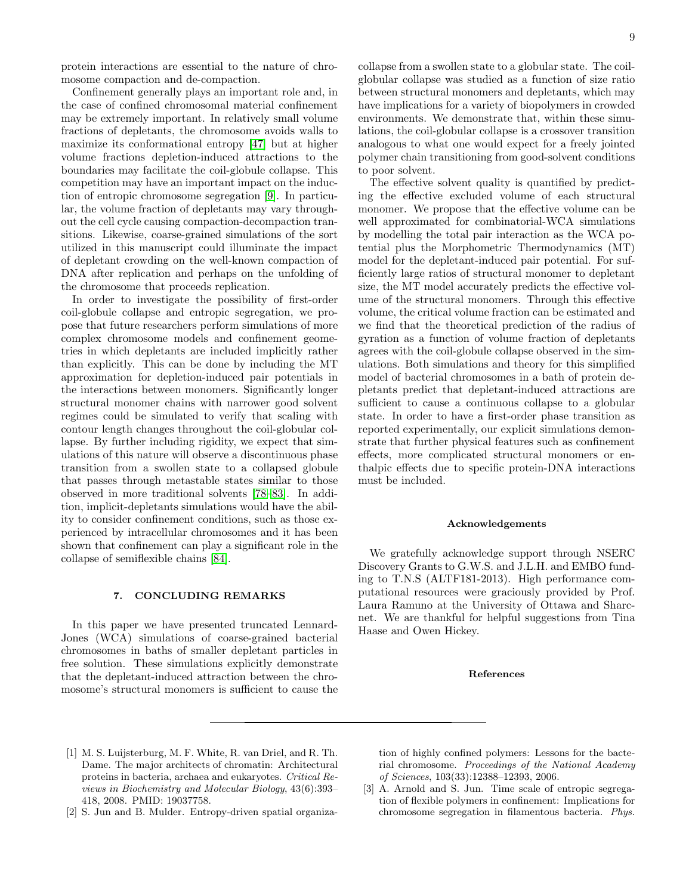protein interactions are essential to the nature of chromosome compaction and de-compaction.

Confinement generally plays an important role and, in the case of confined chromosomal material confinement may be extremely important. In relatively small volume fractions of depletants, the chromosome avoids walls to maximize its conformational entropy [47] but at higher volume fractions depletion-induced attractions to the boundaries may facilitate the coil-globule collapse. This competition may have an important impact on the induction of entropic chromosome segregation [9]. In particular, the volume fraction of depletants may vary throughout the cell cycle causing compaction-decompaction transitions. Likewise, coarse-grained simulations of the sort utilized in this manuscript could illuminate the impact of depletant crowding on the well-known compaction of DNA after replication and perhaps on the unfolding of the chromosome that proceeds replication.

In order to investigate the possibility of first-order coil-globule collapse and entropic segregation, we propose that future researchers perform simulations of more complex chromosome models and confinement geometries in which depletants are included implicitly rather than explicitly. This can be done by including the MT approximation for depletion-induced pair potentials in the interactions between monomers. Significantly longer structural monomer chains with narrower good solvent regimes could be simulated to verify that scaling with contour length changes throughout the coil-globular collapse. By further including rigidity, we expect that simulations of this nature will observe a discontinuous phase transition from a swollen state to a collapsed globule that passes through metastable states similar to those observed in more traditional solvents [78–83]. In addition, implicit-depletants simulations would have the ability to consider confinement conditions, such as those experienced by intracellular chromosomes and it has been shown that confinement can play a significant role in the collapse of semiflexible chains [84].

## 7. CONCLUDING REMARKS

In this paper we have presented truncated Lennard-Jones (WCA) simulations of coarse-grained bacterial chromosomes in baths of smaller depletant particles in free solution. These simulations explicitly demonstrate that the depletant-induced attraction between the chromosome's structural monomers is sufficient to cause the collapse from a swollen state to a globular state. The coil-globular collapse was studied as a function of size ratio between structural monomers and depletants, which may have implications for a variety of biopolymers in crowded environments. We demonstrate that, within these simulations, the coil-globular collapse is a crossover transition analogous to what one would expect for a freely jointed polymer chain transitioning from good-solvent conditions to poor solvent.

The effective solvent quality is quantified by predicting the effective excluded volume of each structural monomer. We propose that the effective volume can be well approximated for combinatorial-WCA simulations by modelling the total pair interaction as the WCA potential plus the Morphometric Thermodynamics (MT) model for the depletant-induced pair potential. For sufficiently large ratios of structural monomer to depletant size, the MT model accurately predicts the effective volume of the structural monomers. Through this effective volume, the critical volume fraction can be estimated and we find that the theoretical prediction of the radius of gyration as a function of volume fraction of depletants agrees with the coil-globule collapse observed in the simulations. Both simulations and theory for this simplified model of bacterial chromosomes in a bath of protein depletants predict that depletant-induced attractions are sufficient to cause a continuous collapse to a globular state. In order to have a first-order phase transition as reported experimentally, our explicit simulations demonstrate that further physical features such as confinement effects, more complicated structural monomers or enthalpic effects due to specific protein-DNA interactions must be included.

### Acknowledgements

We gratefully acknowledge support through NSERC Discovery Grants to G.W.S. and J.L.H. and EMBO funding to T.N.S (ALTF181-2013). High performance computational resources were graciously provided by Prof. Laura Ramuno at the University of Ottawa and Sharcnet. We are thankful for helpful suggestions from Tina Haase and Owen Hickey.

### References

[1] M. S. Luijsterburg, M. F. White, R. van Driel, and R. Th. Dame. The major architects of chromatin: Architectural proteins in bacteria, archaea and eukaryotes. *Critical Reviews in Biochemistry and Molecular Biology*, 43(6):393–418, 2008. PMID: 19037758.

[2] S. Jun and B. Mulder. Entropy-driven spatial organization of highly confined polymers: Lessons for the bacterial chromosome. *Proceedings of the National Academy of Sciences*, 103(33):12388–12393, 2006.

[3] A. Arnold and S. Jun. Time scale of entropic segregation of flexible polymers in confinement: Implications for chromosome segregation in filamentous bacteria. *Phys.*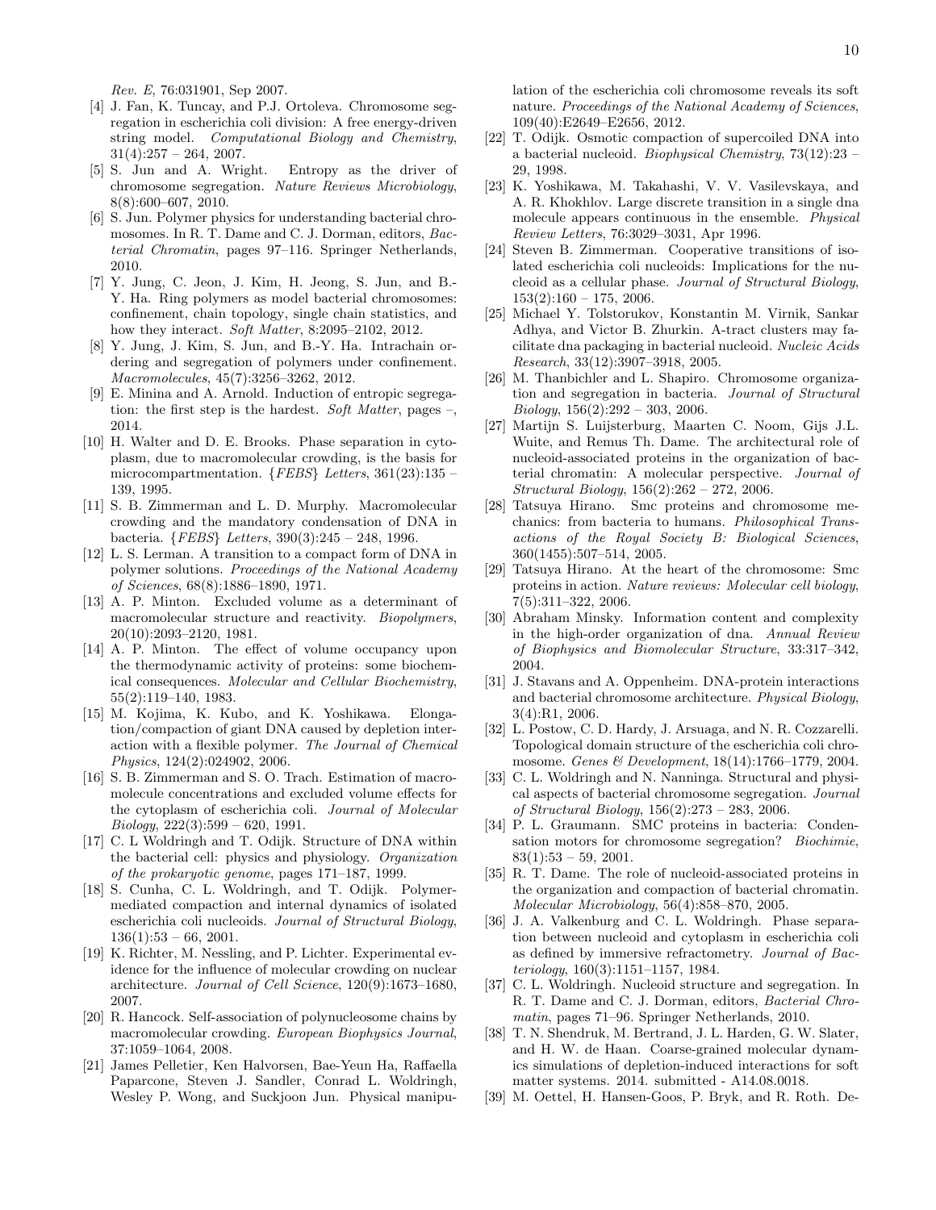*Rev. E*, 76:031901, Sep 2007.

[4] J. Fan, K. Tuncay, and P.J. Ortoleva. Chromosome segregation in escherichia coli division: A free energy-driven string model. *Computational Biology and Chemistry*, 31(4):257 – 264, 2007.

[5] S. Jun and A. Wright. Entropy as the driver of chromosome segregation. *Nature Reviews Microbiology*, 8(8):600–607, 2010.

[6] S. Jun. Polymer physics for understanding bacterial chromosomes. In R. T. Dame and C. J. Dorman, editors, *Bacterial Chromatin*, pages 97–116. Springer Netherlands, 2010.

[7] Y. Jung, C. Jeon, J. Kim, H. Jeong, S. Jun, and B.-Y. Ha. Ring polymers as model bacterial chromosomes: confinement, chain topology, single chain statistics, and how they interact. *Soft Matter*, 8:2095–2102, 2012.

[8] Y. Jung, J. Kim, S. Jun, and B.-Y. Ha. Intrachain ordering and segregation of polymers under confinement. *Macromolecules*, 45(7):3256–3262, 2012.

[9] E. Minina and A. Arnold. Induction of entropic segregation: the first step is the hardest. *Soft Matter*, pages –, 2014.

[10] H. Walter and D. E. Brooks. Phase separation in cytoplasm, due to macromolecular crowding, is the basis for microcompartmentation. {*FEBS*} *Letters*, 361(23):135 – 139, 1995.

[11] S. B. Zimmerman and L. D. Murphy. Macromolecular crowding and the mandatory condensation of DNA in bacteria. {*FEBS*} *Letters*, 390(3):245 – 248, 1996.

[12] L. S. Lerman. A transition to a compact form of DNA in polymer solutions. *Proceedings of the National Academy of Sciences*, 68(8):1886–1890, 1971.

[13] A. P. Minton. Excluded volume as a determinant of macromolecular structure and reactivity. *Biopolymers*, 20(10):2093–2120, 1981.

[14] A. P. Minton. The effect of volume occupancy upon the thermodynamic activity of proteins: some biochemical consequences. *Molecular and Cellular Biochemistry*, 55(2):119–140, 1983.

[15] M. Kojima, K. Kubo, and K. Yoshikawa. Elongation/compaction of giant DNA caused by depletion interaction with a flexible polymer. *The Journal of Chemical Physics*, 124(2):024902, 2006.

[16] S. B. Zimmerman and S. O. Trach. Estimation of macromolecule concentrations and excluded volume effects for the cytoplasm of escherichia coli. *Journal of Molecular Biology*, 222(3):599 – 620, 1991.

[17] C. L Woldringh and T. Odijk. Structure of DNA within the bacterial cell: physics and physiology. *Organization of the prokaryotic genome*, pages 171–187, 1999.

[18] S. Cunha, C. L. Woldringh, and T. Odijk. Polymer-mediated compaction and internal dynamics of isolated escherichia coli nucleoids. *Journal of Structural Biology*, 136(1):53 – 66, 2001.

[19] K. Richter, M. Nessling, and P. Lichter. Experimental evidence for the influence of molecular crowding on nuclear architecture. *Journal of Cell Science*, 120(9):1673–1680, 2007.

[20] R. Hancock. Self-association of polynucleosome chains by macromolecular crowding. *European Biophysics Journal*, 37:1059–1064, 2008.

[21] James Pelletier, Ken Halvorsen, Bae-Yeun Ha, Raffaella Paparcone, Steven J. Sandler, Conrad L. Woldringh, Wesley P. Wong, and Suckjoon Jun. Physical manipulation of the escherichia coli chromosome reveals its soft nature. *Proceedings of the National Academy of Sciences*, 109(40):E2649–E2656, 2012.

[22] T. Odijk. Osmotic compaction of supercoiled DNA into a bacterial nucleoid. *Biophysical Chemistry*, 73(12):23 – 29, 1998.

[23] K. Yoshikawa, M. Takahashi, V. V. Vasilevskaya, and A. R. Khokhlov. Large discrete transition in a single dna molecule appears continuous in the ensemble. *Physical Review Letters*, 76:3029–3031, Apr 1996.

[24] Steven B. Zimmerman. Cooperative transitions of isolated escherichia coli nucleoids: Implications for the nucleoid as a cellular phase. *Journal of Structural Biology*, 153(2):160 – 175, 2006.

[25] Michael Y. Tolstorukov, Konstantin M. Virnik, Sankar Adhya, and Victor B. Zhurkin. A-tract clusters may facilitate dna packaging in bacterial nucleoid. *Nucleic Acids Research*, 33(12):3907–3918, 2005.

[26] M. Thanbichler and L. Shapiro. Chromosome organization and segregation in bacteria. *Journal of Structural Biology*, 156(2):292 – 303, 2006.

[27] Martijn S. Luijsterburg, Maarten C. Noom, Gijs J.L. Wuite, and Remus Th. Dame. The architectural role of nucleoid-associated proteins in the organization of bacterial chromatin: A molecular perspective. *Journal of Structural Biology*, 156(2):262 – 272, 2006.

[28] Tatsuya Hirano. Smc proteins and chromosome mechanics: from bacteria to humans. *Philosophical Transactions of the Royal Society B: Biological Sciences*, 360(1455):507–514, 2005.

[29] Tatsuya Hirano. At the heart of the chromosome: Smc proteins in action. *Nature reviews: Molecular cell biology*, 7(5):311–322, 2006.

[30] Abraham Minsky. Information content and complexity in the high-order organization of dna. *Annual Review of Biophysics and Biomolecular Structure*, 33:317–342, 2004.

[31] J. Stavans and A. Oppenheim. DNA-protein interactions and bacterial chromosome architecture. *Physical Biology*, 3(4):R1, 2006.

[32] L. Postow, C. D. Hardy, J. Arsuaga, and N. R. Cozzarelli. Topological domain structure of the escherichia coli chromosome. *Genes & Development*, 18(14):1766–1779, 2004.

[33] C. L. Woldringh and N. Nanninga. Structural and physical aspects of bacterial chromosome segregation. *Journal of Structural Biology*, 156(2):273 – 283, 2006.

[34] P. L. Graumann. SMC proteins in bacteria: Condensation motors for chromosome segregation? *Biochimie*, 83(1):53 – 59, 2001.

[35] R. T. Dame. The role of nucleoid-associated proteins in the organization and compaction of bacterial chromatin. *Molecular Microbiology*, 56(4):858–870, 2005.

[36] J. A. Valkenburg and C. L. Woldringh. Phase separation between nucleoid and cytoplasm in escherichia coli as defined by immersive refractometry. *Journal of Bacteriology*, 160(3):1151–1157, 1984.

[37] C. L. Woldringh. Nucleoid structure and segregation. In R. T. Dame and C. J. Dorman, editors, *Bacterial Chromatin*, pages 71–96. Springer Netherlands, 2010.

[38] T. N. Shendruk, M. Bertrand, J. L. Harden, G. W. Slater, and H. W. de Haan. Coarse-grained molecular dynamics simulations of depletion-induced interactions for soft matter systems. 2014. submitted - A14.08.0018.

[39] M. Oettel, H. Hansen-Goos, P. Bryk, and R. Roth. De-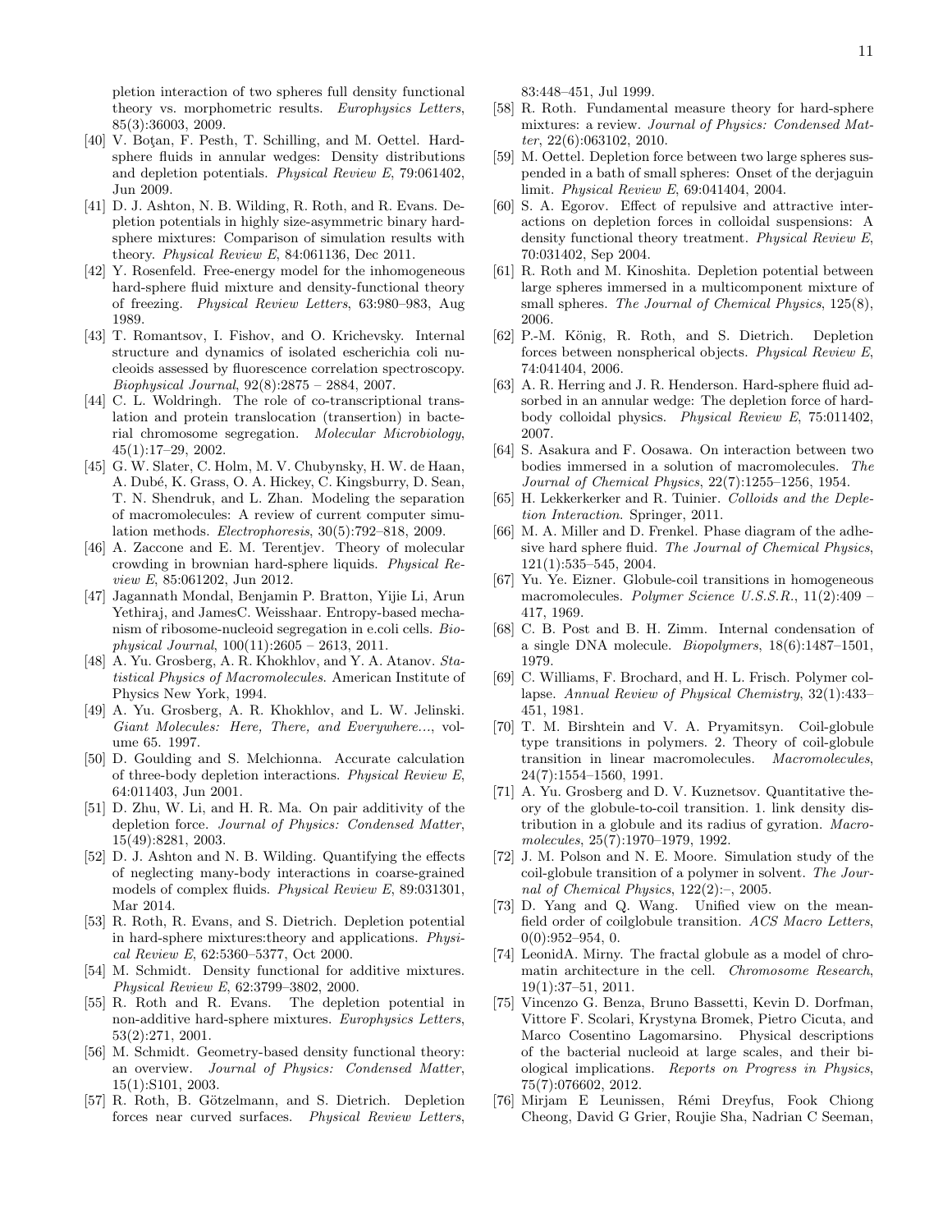pletion interaction of two spheres full density functional theory vs. morphometric results. *Europhysics Letters*, 85(3):36003, 2009.

[40] V. Boţan, F. Pesth, T. Schilling, and M. Oettel. Hard-sphere fluids in annular wedges: Density distributions and depletion potentials. *Physical Review E*, 79:061402, Jun 2009.

[41] D. J. Ashton, N. B. Wilding, R. Roth, and R. Evans. Depletion potentials in highly size-asymmetric binary hard-sphere mixtures: Comparison of simulation results with theory. *Physical Review E*, 84:061136, Dec 2011.

[42] Y. Rosenfeld. Free-energy model for the inhomogeneous hard-sphere fluid mixture and density-functional theory of freezing. *Physical Review Letters*, 63:980–983, Aug 1989.

[43] T. Romantsov, I. Fishov, and O. Krichevsky. Internal structure and dynamics of isolated escherichia coli nucleoids assessed by fluorescence correlation spectroscopy. *Biophysical Journal*, 92(8):2875 – 2884, 2007.

[44] C. L. Woldringh. The role of co-transcriptional translation and protein translocation (transertion) in bacterial chromosome segregation. *Molecular Microbiology*, 45(1):17–29, 2002.

[45] G. W. Slater, C. Holm, M. V. Chubynsky, H. W. de Haan, A. Dubé, K. Grass, O. A. Hickey, C. Kingsburry, D. Sean, T. N. Shendruk, and L. Zhan. Modeling the separation of macromolecules: A review of current computer simulation methods. *Electrophoresis*, 30(5):792–818, 2009.

[46] A. Zaccone and E. M. Terentjev. Theory of molecular crowding in brownian hard-sphere liquids. *Physical Review E*, 85:061202, Jun 2012.

[47] Jagannath Mondal, Benjamin P. Bratton, Yijie Li, Arun Yethiraj, and JamesC. Weisshaar. Entropy-based mechanism of ribosome-nucleoid segregation in e.coli cells. *Biophysical Journal*, 100(11):2605 – 2613, 2011.

[48] A. Yu. Grosberg, A. R. Khokhlov, and Y. A. Atanov. *Statistical Physics of Macromolecules*. American Institute of Physics New York, 1994.

[49] A. Yu. Grosberg, A. R. Khokhlov, and L. W. Jelinski. *Giant Molecules: Here, There, and Everywhere...*, volume 65. 1997.

[50] D. Goulding and S. Melchionna. Accurate calculation of three-body depletion interactions. *Physical Review E*, 64:011403, Jun 2001.

[51] D. Zhu, W. Li, and H. R. Ma. On pair additivity of the depletion force. *Journal of Physics: Condensed Matter*, 15(49):8281, 2003.

[52] D. J. Ashton and N. B. Wilding. Quantifying the effects of neglecting many-body interactions in coarse-grained models of complex fluids. *Physical Review E*, 89:031301, Mar 2014.

[53] R. Roth, R. Evans, and S. Dietrich. Depletion potential in hard-sphere mixtures:theory and applications. *Physical Review E*, 62:5360–5377, Oct 2000.

[54] M. Schmidt. Density functional for additive mixtures. *Physical Review E*, 62:3799–3802, 2000.

[55] R. Roth and R. Evans. The depletion potential in non-additive hard-sphere mixtures. *Europhysics Letters*, 53(2):271, 2001.

[56] M. Schmidt. Geometry-based density functional theory: an overview. *Journal of Physics: Condensed Matter*, 15(1):S101, 2003.

[57] R. Roth, B. Götzelmann, and S. Dietrich. Depletion forces near curved surfaces. *Physical Review Letters*, 83:448–451, Jul 1999.

[58] R. Roth. Fundamental measure theory for hard-sphere mixtures: a review. *Journal of Physics: Condensed Matter*, 22(6):063102, 2010.

[59] M. Oettel. Depletion force between two large spheres suspended in a bath of small spheres: Onset of the derjaguin limit. *Physical Review E*, 69:041404, 2004.

[60] S. A. Egorov. Effect of repulsive and attractive interactions on depletion forces in colloidal suspensions: A density functional theory treatment. *Physical Review E*, 70:031402, Sep 2004.

[61] R. Roth and M. Kinoshita. Depletion potential between large spheres immersed in a multicomponent mixture of small spheres. *The Journal of Chemical Physics*, 125(8), 2006.

[62] P.-M. König, R. Roth, and S. Dietrich. Depletion forces between nonspherical objects. *Physical Review E*, 74:041404, 2006.

[63] A. R. Herring and J. R. Henderson. Hard-sphere fluid adsorbed in an annular wedge: The depletion force of hard-body colloidal physics. *Physical Review E*, 75:011402, 2007.

[64] S. Asakura and F. Oosawa. On interaction between two bodies immersed in a solution of macromolecules. *The Journal of Chemical Physics*, 22(7):1255–1256, 1954.

[65] H. Lekkerkerker and R. Tuinier. *Colloids and the Depletion Interaction*. Springer, 2011.

[66] M. A. Miller and D. Frenkel. Phase diagram of the adhesive hard sphere fluid. *The Journal of Chemical Physics*, 121(1):535–545, 2004.

[67] Yu. Ye. Eizner. Globule-coil transitions in homogeneous macromolecules. *Polymer Science U.S.S.R.*, 11(2):409 – 417, 1969.

[68] C. B. Post and B. H. Zimm. Internal condensation of a single DNA molecule. *Biopolymers*, 18(6):1487–1501, 1979.

[69] C. Williams, F. Brochard, and H. L. Frisch. Polymer collapse. *Annual Review of Physical Chemistry*, 32(1):433–451, 1981.

[70] T. M. Birshtein and V. A. Pryamitsyn. Coil-globule type transitions in polymers. 2. Theory of coil-globule transition in linear macromolecules. *Macromolecules*, 24(7):1554–1560, 1991.

[71] A. Yu. Grosberg and D. V. Kuznetsov. Quantitative theory of the globule-to-coil transition. 1. link density distribution in a globule and its radius of gyration. *Macromolecules*, 25(7):1970–1979, 1992.

[72] J. M. Polson and N. E. Moore. Simulation study of the coil-globule transition of a polymer in solvent. *The Journal of Chemical Physics*, 122(2):–, 2005.

[73] D. Yang and Q. Wang. Unified view on the mean-field order of coilglobule transition. *ACS Macro Letters*, 0(0):952–954, 0.

[74] LeonidA. Mirny. The fractal globule as a model of chromatin architecture in the cell. *Chromosome Research*, 19(1):37–51, 2011.

[75] Vincenzo G. Benza, Bruno Bassetti, Kevin D. Dorfman, Vittore F. Scolari, Krystyna Bromek, Pietro Cicuta, and Marco Cosentino Lagomarsino. Physical descriptions of the bacterial nucleoid at large scales, and their biological implications. *Reports on Progress in Physics*, 75(7):076602, 2012.

[76] Mirjam E Leunissen, Rémi Dreyfus, Fook Chiong Cheong, David G Grier, Roujie Sha, Nadrian C Seeman,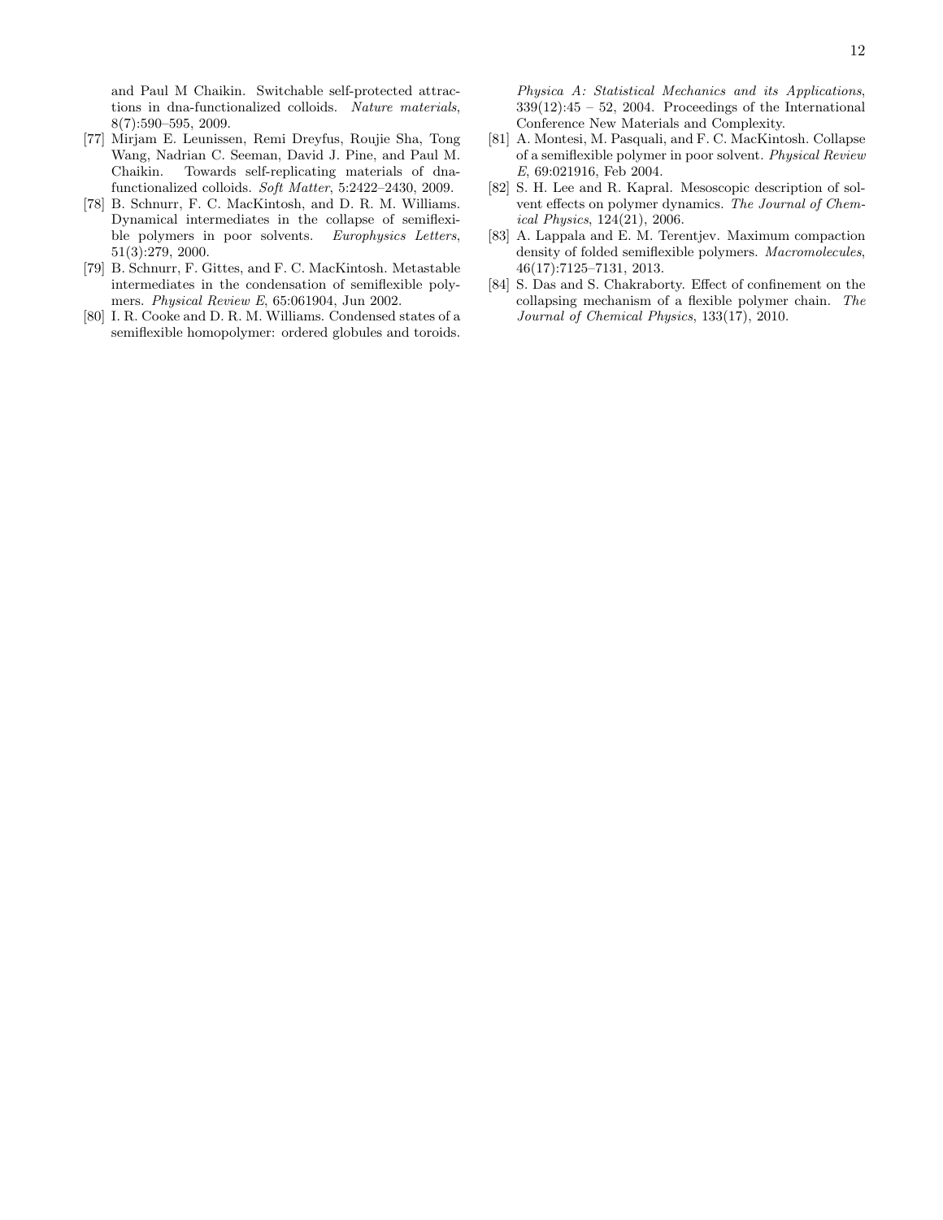and Paul M Chaikin. Switchable self-protected attractions in dna-functionalized colloids. *Nature materials*, 8(7):590–595, 2009.

[77] Mirjam E. Leunissen, Remi Dreyfus, Roujie Sha, Tong Wang, Nadrian C. Seeman, David J. Pine, and Paul M. Chaikin. Towards self-replicating materials of dna-functionalized colloids. *Soft Matter*, 5:2422–2430, 2009.

[78] B. Schnurr, F. C. MacKintosh, and D. R. M. Williams. Dynamical intermediates in the collapse of semiflexible polymers in poor solvents. *Europhysics Letters*, 51(3):279, 2000.

[79] B. Schnurr, F. Gittes, and F. C. MacKintosh. Metastable intermediates in the condensation of semiflexible polymers. *Physical Review E*, 65:061904, Jun 2002.

[80] I. R. Cooke and D. R. M. Williams. Condensed states of a semiflexible homopolymer: ordered globules and toroids. *Physica A: Statistical Mechanics and its Applications*, 339(12):45 – 52, 2004. Proceedings of the International Conference New Materials and Complexity.

[81] A. Montesi, M. Pasquali, and F. C. MacKintosh. Collapse of a semiflexible polymer in poor solvent. *Physical Review E*, 69:021916, Feb 2004.

[82] S. H. Lee and R. Kapral. Mesoscopic description of solvent effects on polymer dynamics. *The Journal of Chemical Physics*, 124(21), 2006.

[83] A. Lappala and E. M. Terentjev. Maximum compaction density of folded semiflexible polymers. *Macromolecules*, 46(17):7125–7131, 2013.

[84] S. Das and S. Chakraborty. Effect of confinement on the collapsing mechanism of a flexible polymer chain. *The Journal of Chemical Physics*, 133(17), 2010.